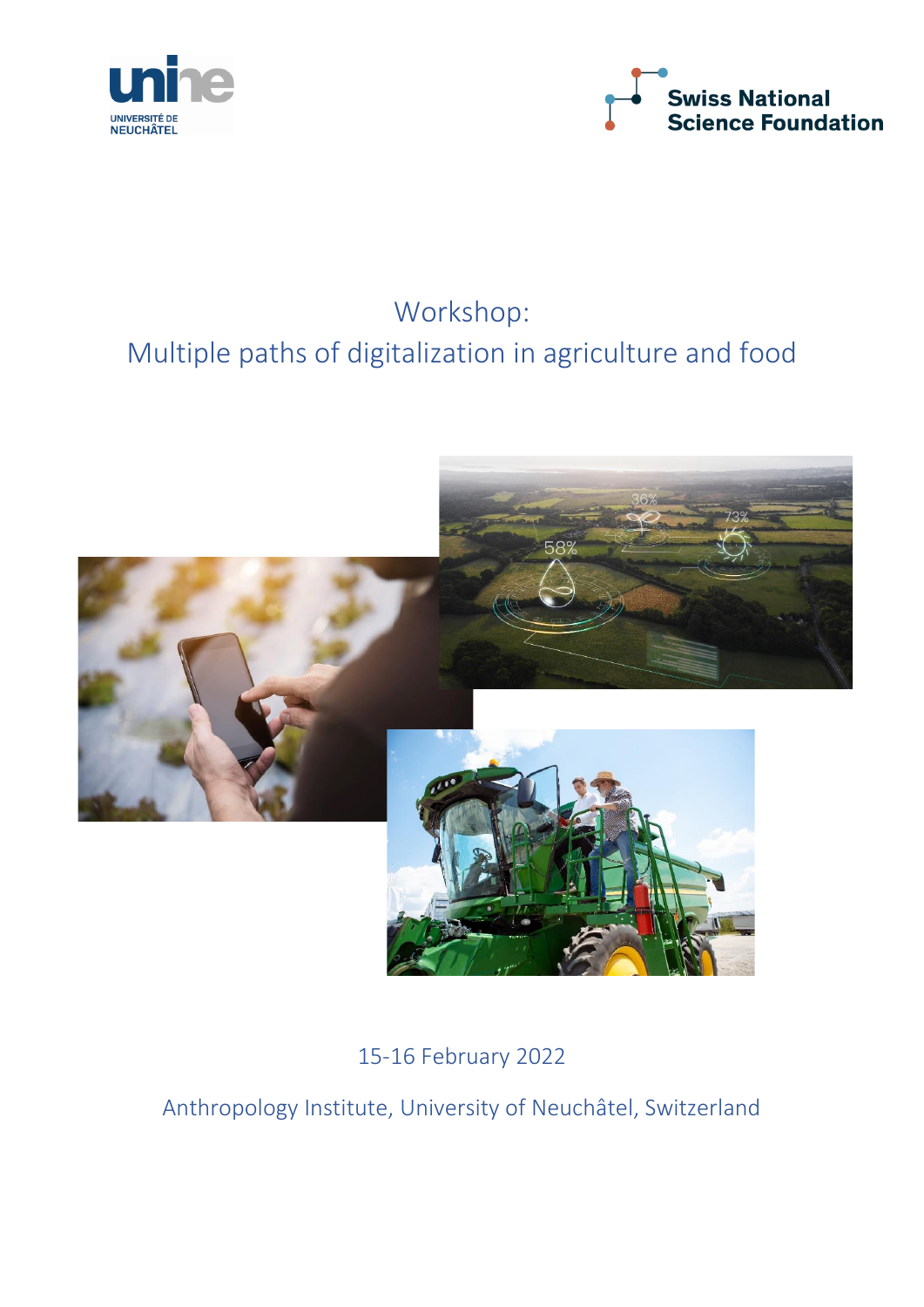# Workshop:
# Multiple paths of digitalization in agriculture and food

15-16 February 2022

Anthropology Institute, University of Neuchâtel, Switzerland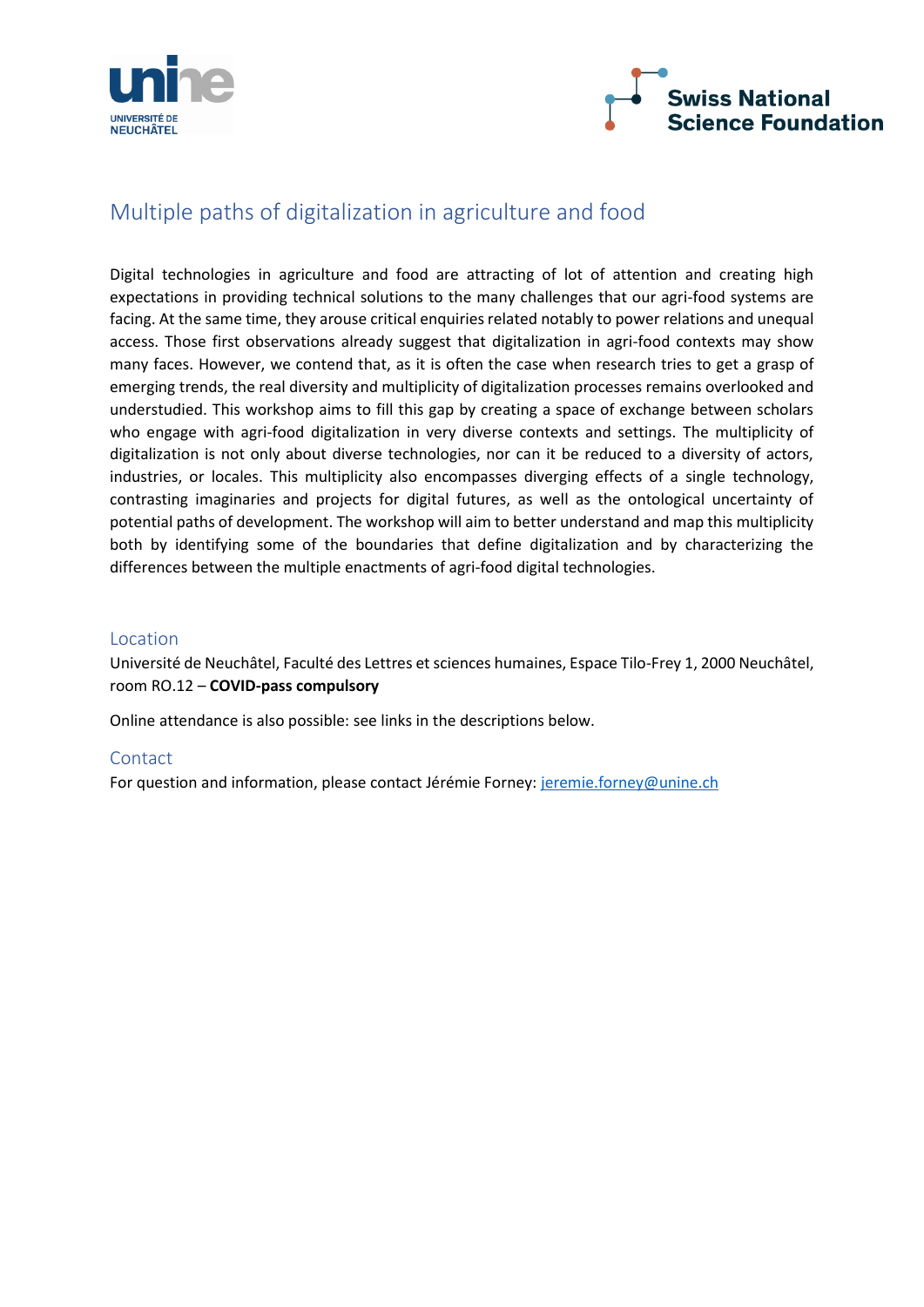# Multiple paths of digitalization in agriculture and food

Digital technologies in agriculture and food are attracting of lot of attention and creating high expectations in providing technical solutions to the many challenges that our agri-food systems are facing. At the same time, they arouse critical enquiries related notably to power relations and unequal access. Those first observations already suggest that digitalization in agri-food contexts may show many faces. However, we contend that, as it is often the case when research tries to get a grasp of emerging trends, the real diversity and multiplicity of digitalization processes remains overlooked and understudied. This workshop aims to fill this gap by creating a space of exchange between scholars who engage with agri-food digitalization in very diverse contexts and settings. The multiplicity of digitalization is not only about diverse technologies, nor can it be reduced to a diversity of actors, industries, or locales. This multiplicity also encompasses diverging effects of a single technology, contrasting imaginaries and projects for digital futures, as well as the ontological uncertainty of potential paths of development. The workshop will aim to better understand and map this multiplicity both by identifying some of the boundaries that define digitalization and by characterizing the differences between the multiple enactments of agri-food digital technologies.

## Location

Université de Neuchâtel, Faculté des Lettres et sciences humaines, Espace Tilo-Frey 1, 2000 Neuchâtel, room RO.12 – **COVID-pass compulsory**

Online attendance is also possible: see links in the descriptions below.

## Contact

For question and information, please contact Jérémie Forney: jeremie.forney@unine.ch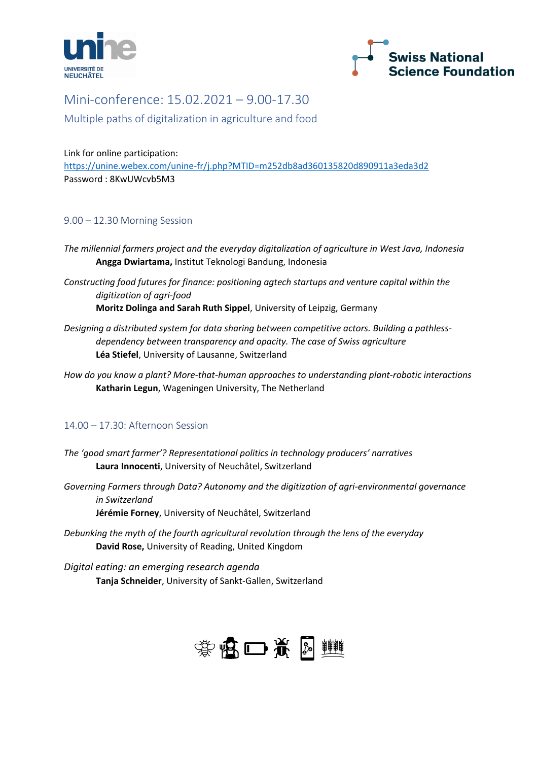# Mini-conference: 15.02.2021 – 9.00-17.30

## Multiple paths of digitalization in agriculture and food

Link for online participation:
https://unine.webex.com/unine-fr/j.php?MTID=m252db8ad360135820d890911a3eda3d2
Password : 8KwUWcvb5M3

### 9.00 – 12.30 Morning Session

*The millennial farmers project and the everyday digitalization of agriculture in West Java, Indonesia*
**Angga Dwiartama,** Institut Teknologi Bandung, Indonesia

*Constructing food futures for finance: positioning agtech startups and venture capital within the digitization of agri-food*
**Moritz Dolinga and Sarah Ruth Sippel**, University of Leipzig, Germany

*Designing a distributed system for data sharing between competitive actors. Building a pathless-dependency between transparency and opacity. The case of Swiss agriculture*
**Léa Stiefel**, University of Lausanne, Switzerland

*How do you know a plant? More-that-human approaches to understanding plant-robotic interactions*
**Katharin Legun**, Wageningen University, The Netherland

### 14.00 – 17.30: Afternoon Session

*The 'good smart farmer'? Representational politics in technology producers' narratives*
**Laura Innocenti**, University of Neuchâtel, Switzerland

*Governing Farmers through Data? Autonomy and the digitization of agri-environmental governance in Switzerland*
**Jérémie Forney**, University of Neuchâtel, Switzerland

*Debunking the myth of the fourth agricultural revolution through the lens of the everyday*
**David Rose,** University of Reading, United Kingdom

*Digital eating: an emerging research agenda*
**Tanja Schneider**, University of Sankt-Gallen, Switzerland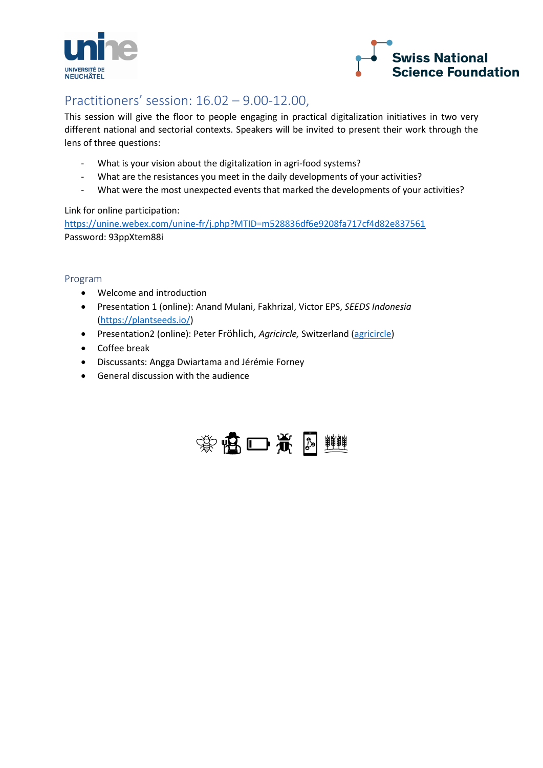## Practitioners' session: 16.02 – 9.00-12.00,

This session will give the floor to people engaging in practical digitalization initiatives in two very different national and sectorial contexts. Speakers will be invited to present their work through the lens of three questions:

- What is your vision about the digitalization in agri-food systems?
- What are the resistances you meet in the daily developments of your activities?
- What were the most unexpected events that marked the developments of your activities?

Link for online participation:
https://unine.webex.com/unine-fr/j.php?MTID=m528836df6e9208fa717cf4d82e837561
Password: 93ppXtem88i

### Program

- Welcome and introduction
- Presentation 1 (online): Anand Mulani, Fakhrizal, Victor EPS, *SEEDS Indonesia* (https://plantseeds.io/)
- Presentation2 (online): Peter Fröhlich, *Agricircle,* Switzerland (agricircle)
- Coffee break
- Discussants: Angga Dwiartama and Jérémie Forney
- General discussion with the audience